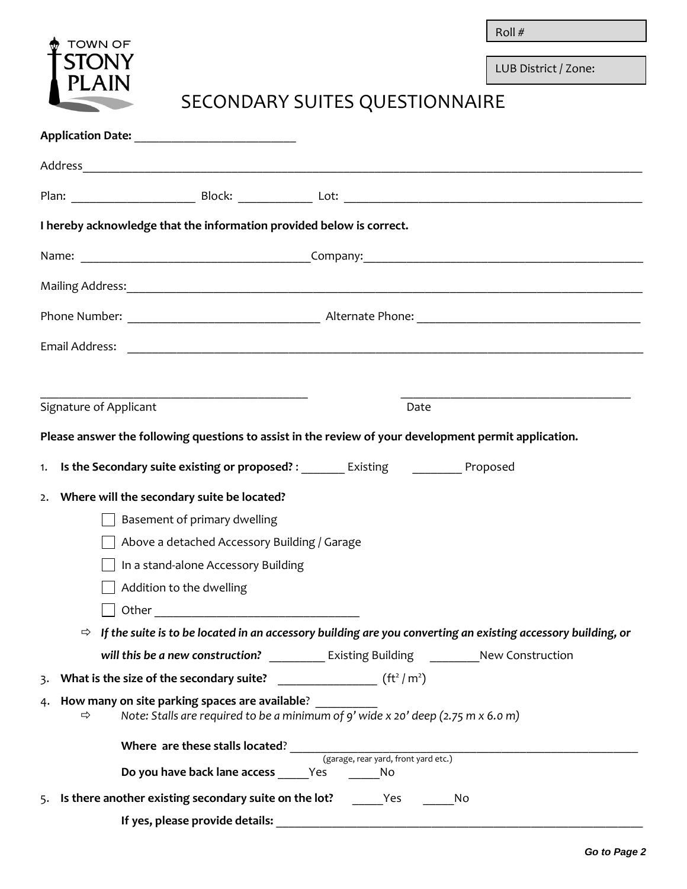TOWN OF STONY PLAIN

Roll #

LUB District / Zone:

# SECONDARY SUITES QUESTIONNAIRE

**Application Date:** ___________________________

Address_______________________________________________________________________________________________

Plan: ____________________ Block: ____________ Lot: ________________________________________________

**I hereby acknowledge that the information provided below is correct.**

Name: _____________________________________Company:_____________________________________________

Mailing Address:_______________________________________________________________________________________

Phone Number: ______________________________ Alternate Phone: ___________________________________

Email Address: _________________________________________________________________________________________

_____________________________________________ _____________________________________

Signature of Applicant Date

**Please answer the following questions to assist in the review of your development permit application.**

1. **Is the Secondary suite existing or proposed?** : _______ Existing ________ Proposed

2. **Where will the secondary suite be located?**

   - ☐ Basement of primary dwelling
   - ☐ Above a detached Accessory Building / Garage
   - ☐ In a stand-alone Accessory Building
   - ☐ Addition to the dwelling
   - ☐ Other _________________________________

   ⇨ ***If the suite is to be located in an accessory building are you converting an existing accessory building, or will this be a new construction?*** _________ Existing Building ________New Construction

3. **What is the size of the secondary suite?** ________________ ($ft^2$ / $m^2$)

4. **How many on site parking spaces are available**? __________

   ⇨ *Note: Stalls are required to be a minimum of 9' wide x 20' deep (2.75 m x 6.0 m)*

   **Where are these stalls located**? ______________________________________________________________
   (garage, rear yard, front yard etc.)

   **Do you have back lane access** _____Yes _____No

5. **Is there another existing secondary suite on the lot?** _____Yes _____No

   **If yes, please provide details:** ______________________________________________________________

***Go to Page 2***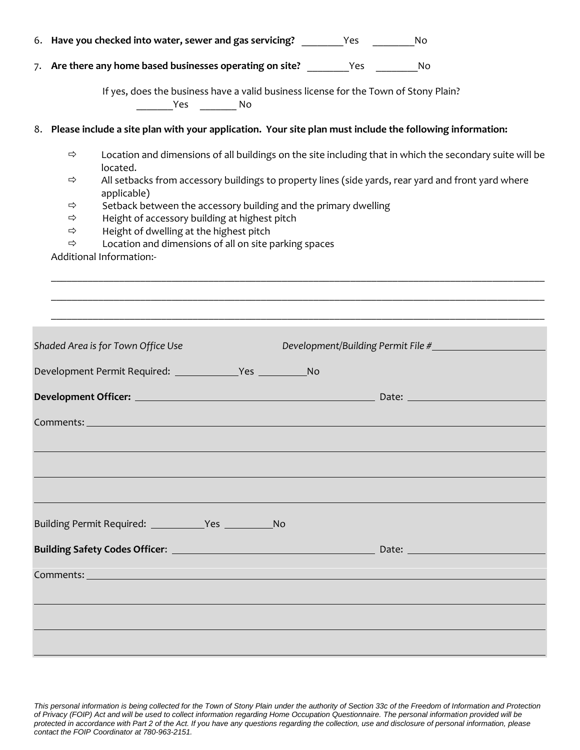6. **Have you checked into water, sewer and gas servicing?** ________Yes ________No

7. **Are there any home based businesses operating on site?** ________Yes ________No

   If yes, does the business have a valid business license for the Town of Stony Plain?
   _______Yes _______ No

8. **Please include a site plan with your application. Your site plan must include the following information:**

   ⇨ Location and dimensions of all buildings on the site including that in which the secondary suite will be located.
   ⇨ All setbacks from accessory buildings to property lines (side yards, rear yard and front yard where applicable)
   ⇨ Setback between the accessory building and the primary dwelling
   ⇨ Height of accessory building at highest pitch
   ⇨ Height of dwelling at the highest pitch
   ⇨ Location and dimensions of all on site parking spaces

Additional Information:-

_______________________________________________________________________________________

_______________________________________________________________________________________

_______________________________________________________________________________________

*Shaded Area is for Town Office Use* *Development/Building Permit File #*______________________

Development Permit Required: ____________Yes _________No

**Development Officer:** ____________________________________________ Date: ________________________

Comments: ______________________________________________________________________________

_______________________________________________________________________________________

_______________________________________________________________________________________

_______________________________________________________________________________________

Building Permit Required: __________Yes _________No

**Building Safety Codes Officer**: ____________________________________ Date: ________________________

Comments: ______________________________________________________________________________

_______________________________________________________________________________________

_______________________________________________________________________________________

_______________________________________________________________________________________

*This personal information is being collected for the Town of Stony Plain under the authority of Section 33c of the Freedom of Information and Protection of Privacy (FOIP) Act and will be used to collect information regarding Home Occupation Questionnaire. The personal information provided will be protected in accordance with Part 2 of the Act. If you have any questions regarding the collection, use and disclosure of personal information, please contact the FOIP Coordinator at 780-963-2151.*